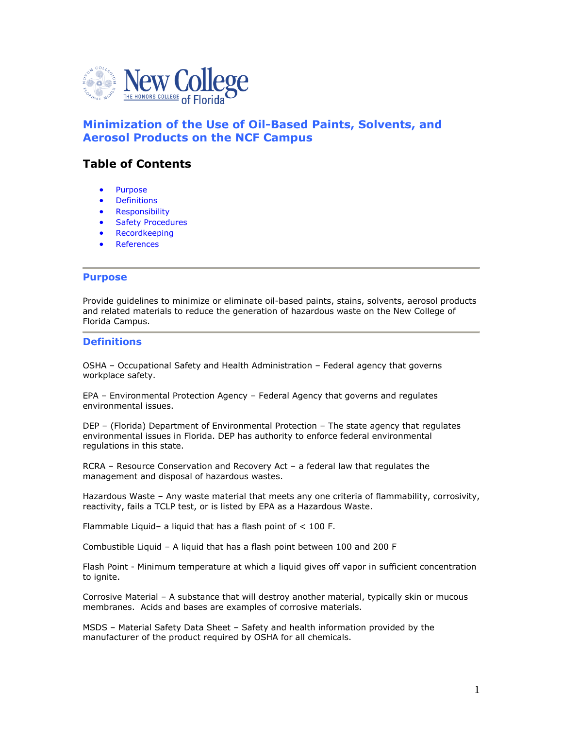# Minimization of the Use of Oil-Based Paints, Solvents, and Aerosol Products on the NCF Campus

## Table of Contents

- Purpose
- Definitions
- Responsibility
- Safety Procedures
- Recordkeeping
- References

## Purpose

Provide guidelines to minimize or eliminate oil-based paints, stains, solvents, aerosol products and related materials to reduce the generation of hazardous waste on the New College of Florida Campus.

## Definitions

OSHA – Occupational Safety and Health Administration – Federal agency that governs workplace safety.

EPA – Environmental Protection Agency – Federal Agency that governs and regulates environmental issues.

DEP – (Florida) Department of Environmental Protection – The state agency that regulates environmental issues in Florida. DEP has authority to enforce federal environmental regulations in this state.

RCRA – Resource Conservation and Recovery Act – a federal law that regulates the management and disposal of hazardous wastes.

Hazardous Waste – Any waste material that meets any one criteria of flammability, corrosivity, reactivity, fails a TCLP test, or is listed by EPA as a Hazardous Waste.

Flammable Liquid– a liquid that has a flash point of < 100 F.

Combustible Liquid – A liquid that has a flash point between 100 and 200 F

Flash Point - Minimum temperature at which a liquid gives off vapor in sufficient concentration to ignite.

Corrosive Material – A substance that will destroy another material, typically skin or mucous membranes. Acids and bases are examples of corrosive materials.

MSDS – Material Safety Data Sheet – Safety and health information provided by the manufacturer of the product required by OSHA for all chemicals.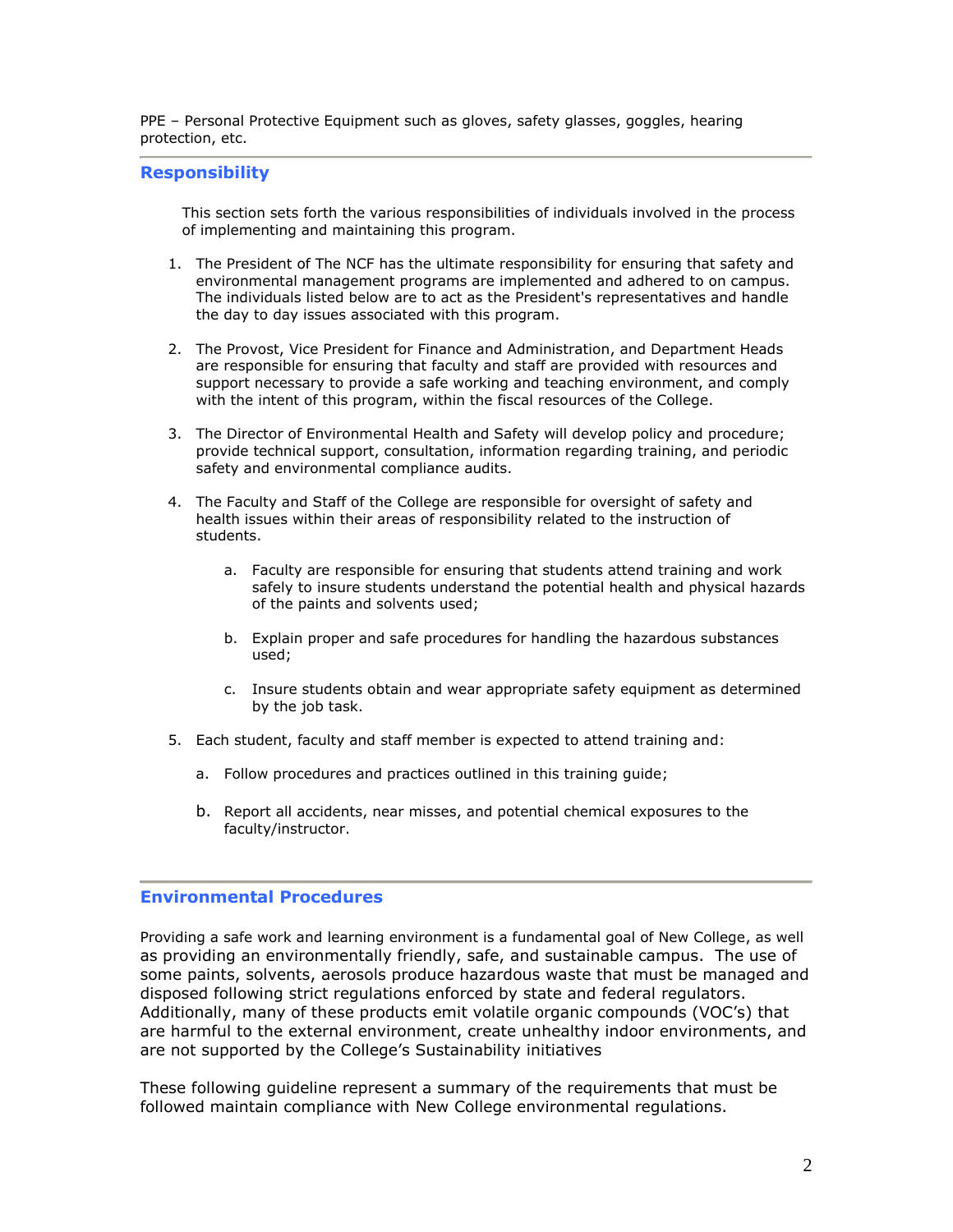PPE – Personal Protective Equipment such as gloves, safety glasses, goggles, hearing protection, etc.

## Responsibility

This section sets forth the various responsibilities of individuals involved in the process of implementing and maintaining this program.

1. The President of The NCF has the ultimate responsibility for ensuring that safety and environmental management programs are implemented and adhered to on campus. The individuals listed below are to act as the President's representatives and handle the day to day issues associated with this program.

2. The Provost, Vice President for Finance and Administration, and Department Heads are responsible for ensuring that faculty and staff are provided with resources and support necessary to provide a safe working and teaching environment, and comply with the intent of this program, within the fiscal resources of the College.

3. The Director of Environmental Health and Safety will develop policy and procedure; provide technical support, consultation, information regarding training, and periodic safety and environmental compliance audits.

4. The Faculty and Staff of the College are responsible for oversight of safety and health issues within their areas of responsibility related to the instruction of students.

    a. Faculty are responsible for ensuring that students attend training and work safely to insure students understand the potential health and physical hazards of the paints and solvents used;

    b. Explain proper and safe procedures for handling the hazardous substances used;

    c. Insure students obtain and wear appropriate safety equipment as determined by the job task.

5. Each student, faculty and staff member is expected to attend training and:

    a. Follow procedures and practices outlined in this training guide;

    b. Report all accidents, near misses, and potential chemical exposures to the faculty/instructor.

## Environmental Procedures

Providing a safe work and learning environment is a fundamental goal of New College, as well as providing an environmentally friendly, safe, and sustainable campus. The use of some paints, solvents, aerosols produce hazardous waste that must be managed and disposed following strict regulations enforced by state and federal regulators. Additionally, many of these products emit volatile organic compounds (VOC's) that are harmful to the external environment, create unhealthy indoor environments, and are not supported by the College's Sustainability initiatives

These following guideline represent a summary of the requirements that must be followed maintain compliance with New College environmental regulations.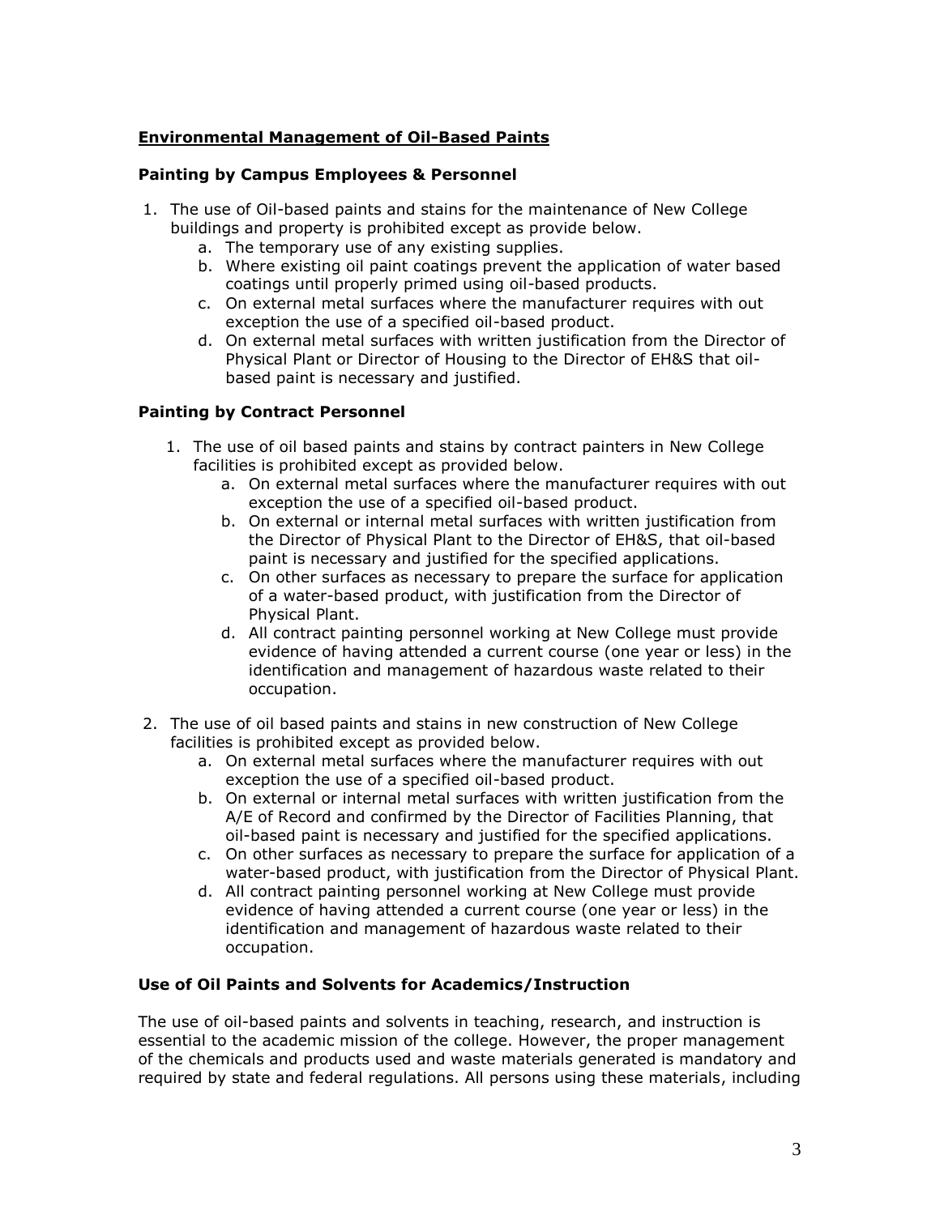**Environmental Management of Oil-Based Paints**

**Painting by Campus Employees & Personnel**

1. The use of Oil-based paints and stains for the maintenance of New College buildings and property is prohibited except as provide below.
   a. The temporary use of any existing supplies.
   b. Where existing oil paint coatings prevent the application of water based coatings until properly primed using oil-based products.
   c. On external metal surfaces where the manufacturer requires with out exception the use of a specified oil-based product.
   d. On external metal surfaces with written justification from the Director of Physical Plant or Director of Housing to the Director of EH&S that oil-based paint is necessary and justified.

**Painting by Contract Personnel**

1. The use of oil based paints and stains by contract painters in New College facilities is prohibited except as provided below.
   a. On external metal surfaces where the manufacturer requires with out exception the use of a specified oil-based product.
   b. On external or internal metal surfaces with written justification from the Director of Physical Plant to the Director of EH&S, that oil-based paint is necessary and justified for the specified applications.
   c. On other surfaces as necessary to prepare the surface for application of a water-based product, with justification from the Director of Physical Plant.
   d. All contract painting personnel working at New College must provide evidence of having attended a current course (one year or less) in the identification and management of hazardous waste related to their occupation.

2. The use of oil based paints and stains in new construction of New College facilities is prohibited except as provided below.
   a. On external metal surfaces where the manufacturer requires with out exception the use of a specified oil-based product.
   b. On external or internal metal surfaces with written justification from the A/E of Record and confirmed by the Director of Facilities Planning, that oil-based paint is necessary and justified for the specified applications.
   c. On other surfaces as necessary to prepare the surface for application of a water-based product, with justification from the Director of Physical Plant.
   d. All contract painting personnel working at New College must provide evidence of having attended a current course (one year or less) in the identification and management of hazardous waste related to their occupation.

**Use of Oil Paints and Solvents for Academics/Instruction**

The use of oil-based paints and solvents in teaching, research, and instruction is essential to the academic mission of the college. However, the proper management of the chemicals and products used and waste materials generated is mandatory and required by state and federal regulations. All persons using these materials, including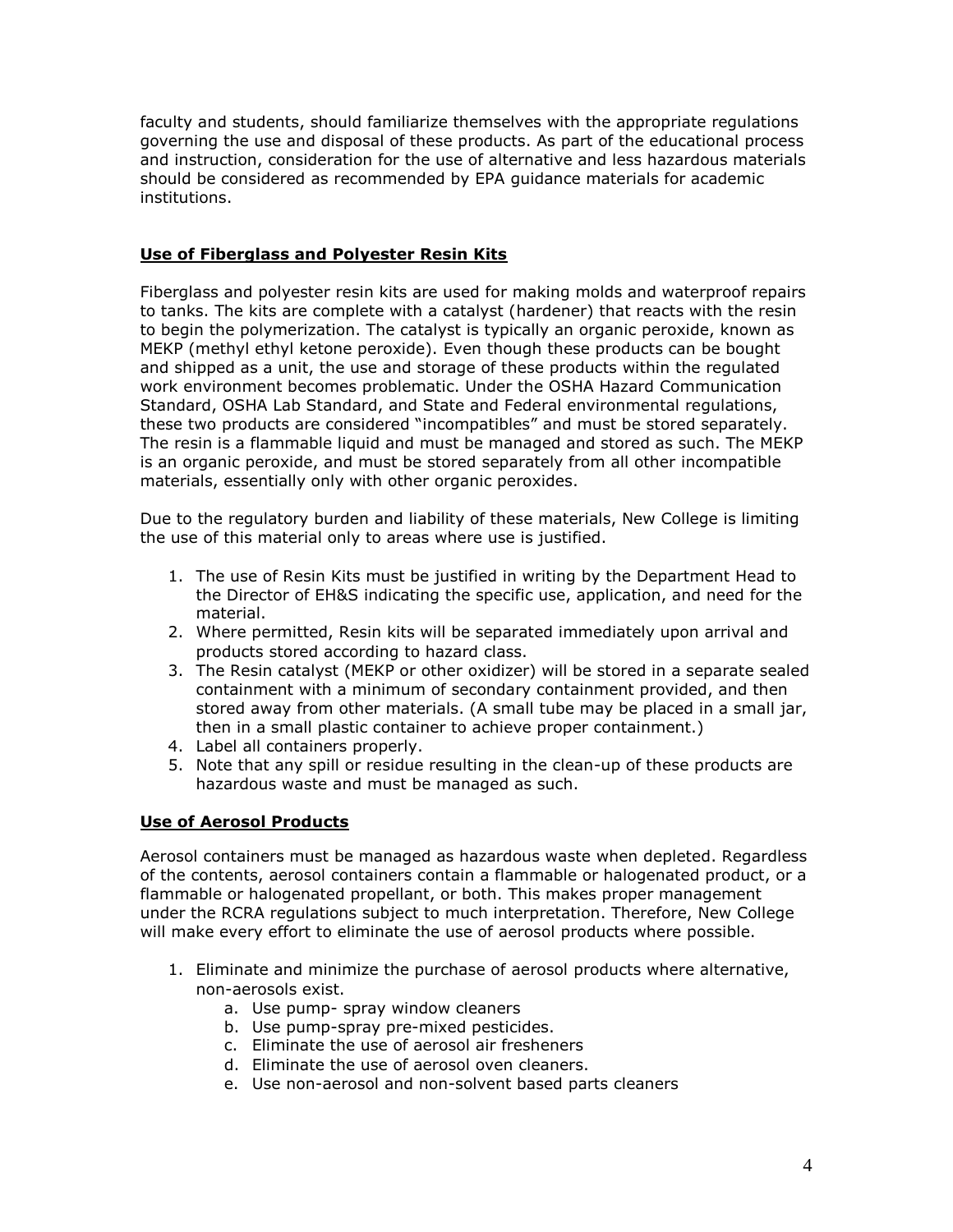faculty and students, should familiarize themselves with the appropriate regulations governing the use and disposal of these products. As part of the educational process and instruction, consideration for the use of alternative and less hazardous materials should be considered as recommended by EPA guidance materials for academic institutions.

**Use of Fiberglass and Polyester Resin Kits**

Fiberglass and polyester resin kits are used for making molds and waterproof repairs to tanks. The kits are complete with a catalyst (hardener) that reacts with the resin to begin the polymerization. The catalyst is typically an organic peroxide, known as MEKP (methyl ethyl ketone peroxide). Even though these products can be bought and shipped as a unit, the use and storage of these products within the regulated work environment becomes problematic. Under the OSHA Hazard Communication Standard, OSHA Lab Standard, and State and Federal environmental regulations, these two products are considered "incompatibles" and must be stored separately. The resin is a flammable liquid and must be managed and stored as such. The MEKP is an organic peroxide, and must be stored separately from all other incompatible materials, essentially only with other organic peroxides.

Due to the regulatory burden and liability of these materials, New College is limiting the use of this material only to areas where use is justified.

1. The use of Resin Kits must be justified in writing by the Department Head to the Director of EH&S indicating the specific use, application, and need for the material.
2. Where permitted, Resin kits will be separated immediately upon arrival and products stored according to hazard class.
3. The Resin catalyst (MEKP or other oxidizer) will be stored in a separate sealed containment with a minimum of secondary containment provided, and then stored away from other materials. (A small tube may be placed in a small jar, then in a small plastic container to achieve proper containment.)
4. Label all containers properly.
5. Note that any spill or residue resulting in the clean-up of these products are hazardous waste and must be managed as such.

**Use of Aerosol Products**

Aerosol containers must be managed as hazardous waste when depleted. Regardless of the contents, aerosol containers contain a flammable or halogenated product, or a flammable or halogenated propellant, or both. This makes proper management under the RCRA regulations subject to much interpretation. Therefore, New College will make every effort to eliminate the use of aerosol products where possible.

1. Eliminate and minimize the purchase of aerosol products where alternative, non-aerosols exist.
   a. Use pump- spray window cleaners
   b. Use pump-spray pre-mixed pesticides.
   c. Eliminate the use of aerosol air fresheners
   d. Eliminate the use of aerosol oven cleaners.
   e. Use non-aerosol and non-solvent based parts cleaners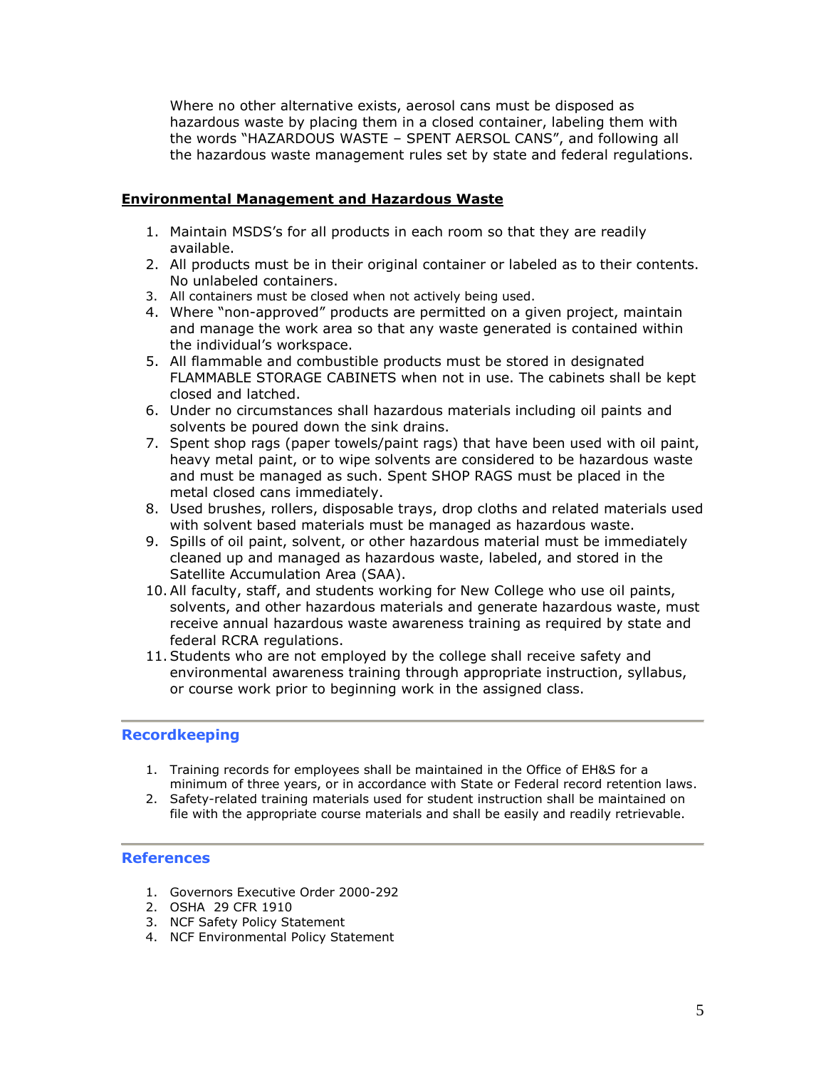Where no other alternative exists, aerosol cans must be disposed as hazardous waste by placing them in a closed container, labeling them with the words "HAZARDOUS WASTE – SPENT AERSOL CANS", and following all the hazardous waste management rules set by state and federal regulations.

**Environmental Management and Hazardous Waste**

1. Maintain MSDS's for all products in each room so that they are readily available.
2. All products must be in their original container or labeled as to their contents. No unlabeled containers.
3. All containers must be closed when not actively being used.
4. Where "non-approved" products are permitted on a given project, maintain and manage the work area so that any waste generated is contained within the individual's workspace.
5. All flammable and combustible products must be stored in designated FLAMMABLE STORAGE CABINETS when not in use. The cabinets shall be kept closed and latched.
6. Under no circumstances shall hazardous materials including oil paints and solvents be poured down the sink drains.
7. Spent shop rags (paper towels/paint rags) that have been used with oil paint, heavy metal paint, or to wipe solvents are considered to be hazardous waste and must be managed as such. Spent SHOP RAGS must be placed in the metal closed cans immediately.
8. Used brushes, rollers, disposable trays, drop cloths and related materials used with solvent based materials must be managed as hazardous waste.
9. Spills of oil paint, solvent, or other hazardous material must be immediately cleaned up and managed as hazardous waste, labeled, and stored in the Satellite Accumulation Area (SAA).
10. All faculty, staff, and students working for New College who use oil paints, solvents, and other hazardous materials and generate hazardous waste, must receive annual hazardous waste awareness training as required by state and federal RCRA regulations.
11. Students who are not employed by the college shall receive safety and environmental awareness training through appropriate instruction, syllabus, or course work prior to beginning work in the assigned class.

## Recordkeeping

1. Training records for employees shall be maintained in the Office of EH&S for a minimum of three years, or in accordance with State or Federal record retention laws.
2. Safety-related training materials used for student instruction shall be maintained on file with the appropriate course materials and shall be easily and readily retrievable.

## References

1. Governors Executive Order 2000-292
2. OSHA 29 CFR 1910
3. NCF Safety Policy Statement
4. NCF Environmental Policy Statement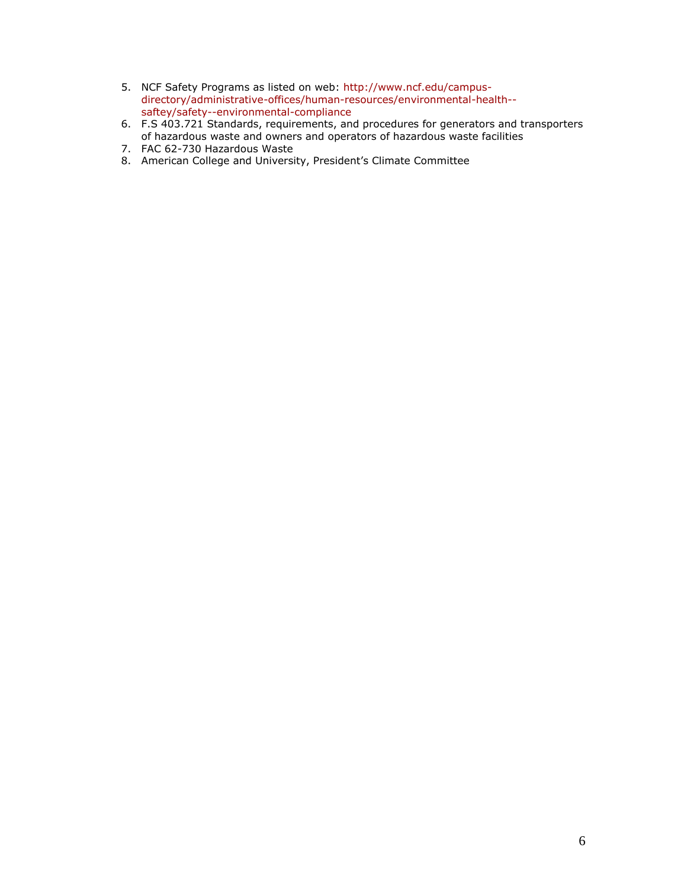5. NCF Safety Programs as listed on web: http://www.ncf.edu/campus-directory/administrative-offices/human-resources/environmental-health--saftey/safety--environmental-compliance
6. F.S 403.721 Standards, requirements, and procedures for generators and transporters of hazardous waste and owners and operators of hazardous waste facilities
7. FAC 62-730 Hazardous Waste
8. American College and University, President's Climate Committee